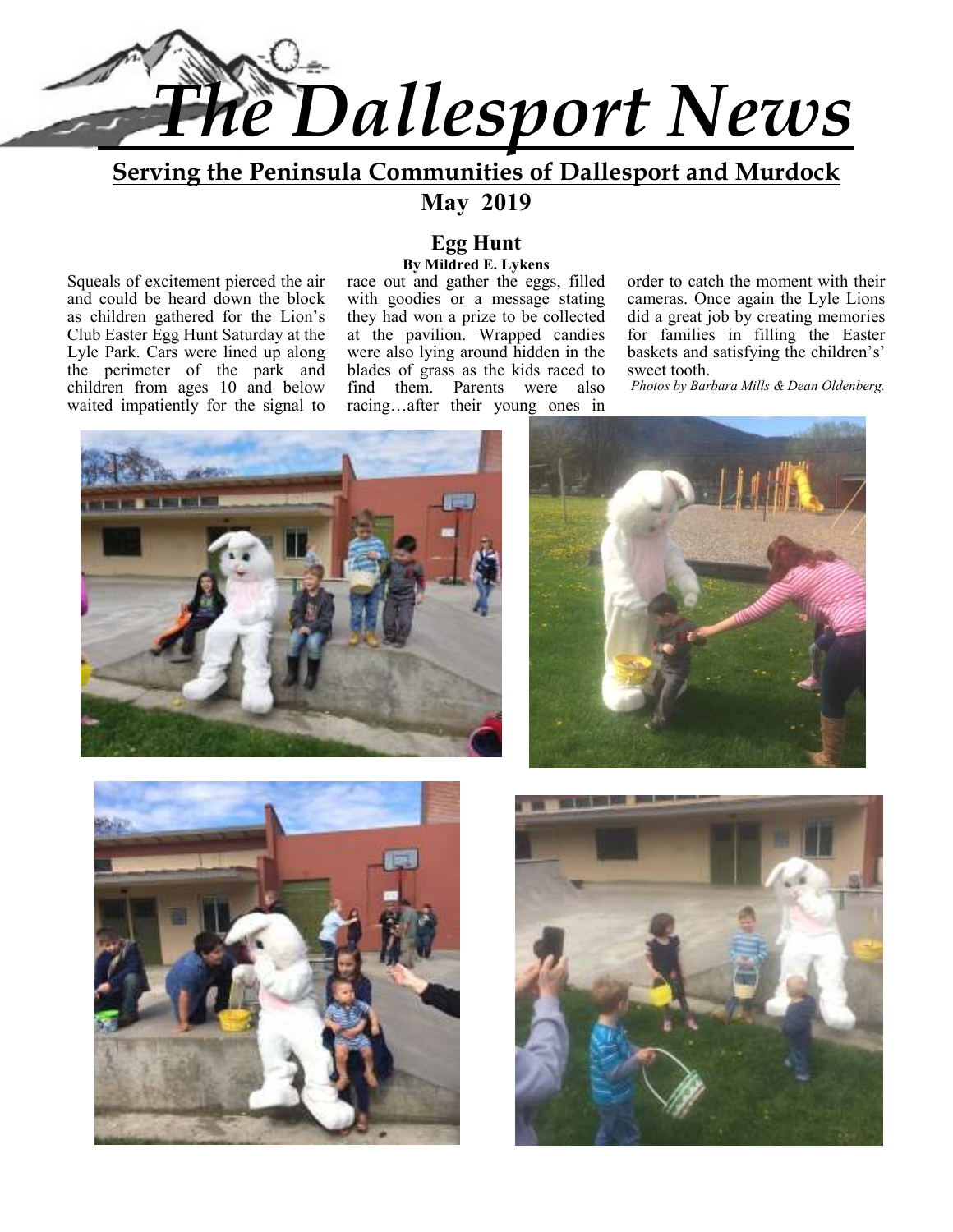# The Dallesport News

**Serving the Peninsula Communities of Dallesport and Murdock**

**May 2019**

## Egg Hunt

**By Mildred E. Lykens**

Squeals of excitement pierced the air and could be heard down the block as children gathered for the Lion's Club Easter Egg Hunt Saturday at the Lyle Park. Cars were lined up along the perimeter of the park and children from ages 10 and below waited impatiently for the signal to race out and gather the eggs, filled with goodies or a message stating they had won a prize to be collected at the pavilion. Wrapped candies were also lying around hidden in the blades of grass as the kids raced to find them. Parents were also racing…after their young ones in order to catch the moment with their cameras. Once again the Lyle Lions did a great job by creating memories for families in filling the Easter baskets and satisfying the children's' sweet tooth.

*Photos by Barbara Mills & Dean Oldenberg.*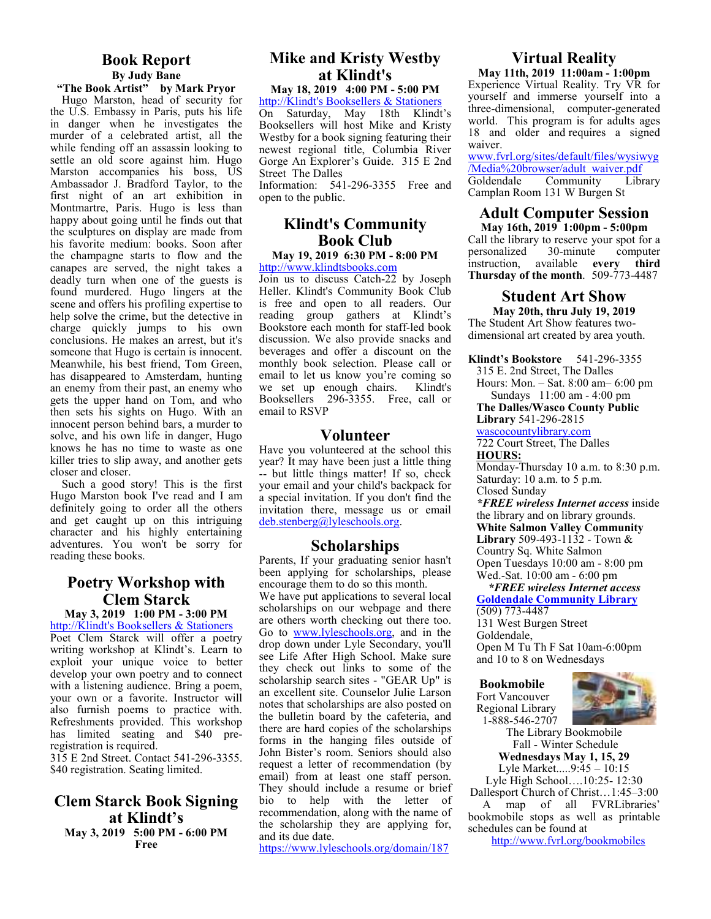## Book Report

**By Judy Bane**

**"The Book Artist" by Mark Pryor**

Hugo Marston, head of security for the U.S. Embassy in Paris, puts his life in danger when he investigates the murder of a celebrated artist, all the while fending off an assassin looking to settle an old score against him. Hugo Marston accompanies his boss, US Ambassador J. Bradford Taylor, to the first night of an art exhibition in Montmartre, Paris. Hugo is less than happy about going until he finds out that the sculptures on display are made from his favorite medium: books. Soon after the champagne starts to flow and the canapes are served, the night takes a deadly turn when one of the guests is found murdered. Hugo lingers at the scene and offers his profiling expertise to help solve the crime, but the detective in charge quickly jumps to his own conclusions. He makes an arrest, but it's someone that Hugo is certain is innocent. Meanwhile, his best friend, Tom Green, has disappeared to Amsterdam, hunting an enemy from their past, an enemy who gets the upper hand on Tom, and who then sets his sights on Hugo. With an innocent person behind bars, a murder to solve, and his own life in danger, Hugo knows he has no time to waste as one killer tries to slip away, and another gets closer and closer.

Such a good story! This is the first Hugo Marston book I've read and I am definitely going to order all the others and get caught up on this intriguing character and his highly entertaining adventures. You won't be sorry for reading these books.

## Poetry Workshop with Clem Starck

**May 3, 2019 1:00 PM - 3:00 PM**

http://Klindt's Booksellers & Stationers

Poet Clem Starck will offer a poetry writing workshop at Klindt's. Learn to exploit your unique voice to better develop your own poetry and to connect with a listening audience. Bring a poem, your own or a favorite. Instructor will also furnish poems to practice with. Refreshments provided. This workshop has limited seating and $40 pre-registration is required.

315 E 2nd Street. Contact 541-296-3355. $40 registration. Seating limited.

## Clem Starck Book Signing at Klindt's

**May 3, 2019 5:00 PM - 6:00 PM**

**Free**

## Mike and Kristy Westby at Klindt's

**May 18, 2019 4:00 PM - 5:00 PM**

http://Klindt's Booksellers & Stationers

On Saturday, May 18th Klindt's Booksellers will host Mike and Kristy Westby for a book signing featuring their newest regional title, Columbia River Gorge An Explorer's Guide. 315 E 2nd Street The Dalles

Information: 541-296-3355 Free and open to the public.

## Klindt's Community Book Club

**May 19, 2019 6:30 PM - 8:00 PM**

http://www.klindtsbooks.com

Join us to discuss Catch-22 by Joseph Heller. Klindt's Community Book Club is free and open to all readers. Our reading group gathers at Klindt's Bookstore each month for staff-led book discussion. We also provide snacks and beverages and offer a discount on the monthly book selection. Please call or email to let us know you're coming so we set up enough chairs. Klindt's Booksellers 296-3355. Free, call or email to RSVP

## Volunteer

Have you volunteered at the school this year? It may have been just a little thing -- but little things matter! If so, check your email and your child's backpack for a special invitation. If you don't find the invitation there, message us or email deb.stenberg@lyleschools.org.

## Scholarships

Parents, If your graduating senior hasn't been applying for scholarships, please encourage them to do so this month.

We have put applications to several local scholarships on our webpage and there are others worth checking out there too. Go to www.lyleschools.org, and in the drop down under Lyle Secondary, you'll see Life After High School. Make sure they check out links to some of the scholarship search sites - "GEAR Up" is an excellent site. Counselor Julie Larson notes that scholarships are also posted on the bulletin board by the cafeteria, and there are hard copies of the scholarships forms in the hanging files outside of John Bister's room. Seniors should also request a letter of recommendation (by email) from at least one staff person. They should include a resume or brief bio to help with the letter of recommendation, along with the name of the scholarship they are applying for, and its due date.

https://www.lyleschools.org/domain/187

## Virtual Reality

**May 11th, 2019 11:00am - 1:00pm**

Experience Virtual Reality. Try VR for yourself and immerse yourself into a three-dimensional, computer-generated world. This program is for adults ages 18 and older and requires a signed waiver.

www.fvrl.org/sites/default/files/wysiwyg/Media%20browser/adult_waiver.pdf

Goldendale Community Library Camplan Room 131 W Burgen St

## Adult Computer Session

**May 16th, 2019 1:00pm - 5:00pm**

Call the library to reserve your spot for a personalized 30-minute computer instruction, available **every third Thursday of the month**. 509-773-4487

## Student Art Show

**May 20th, thru July 19, 2019**

The Student Art Show features two-dimensional art created by area youth.

**Klindt's Bookstore** 541-296-3355
315 E. 2nd Street, The Dalles
Hours: Mon. – Sat. 8:00 am– 6:00 pm
Sundays 11:00 am - 4:00 pm

**The Dalles/Wasco County Public Library** 541-296-2815
wascocountylibrary.com
722 Court Street, The Dalles
**HOURS:**
Monday-Thursday 10 a.m. to 8:30 p.m.
Saturday: 10 a.m. to 5 p.m.
Closed Sunday
***FREE wireless Internet access** inside the library and on library grounds.

**White Salmon Valley Community Library** 509-493-1132 - Town & Country Sq. White Salmon
Open Tuesdays 10:00 am - 8:00 pm
Wed.-Sat. 10:00 am - 6:00 pm
***FREE wireless Internet access***

**Goldendale Community Library**
(509) 773-4487
131 West Burgen Street
Goldendale,
Open M Tu Th F Sat 10am-6:00pm and 10 to 8 on Wednesdays

**Bookmobile**
Fort Vancouver Regional Library
1-888-546-2707

The Library Bookmobile
Fall - Winter Schedule
**Wednesdays May 1, 15, 29**
Lyle Market.....9:45 – 10:15
Lyle High School….10:25- 12:30
Dallesport Church of Christ…1:45–3:00

A map of all FVRLibraries' bookmobile stops as well as printable schedules can be found at
http://www.fvrl.org/bookmobiles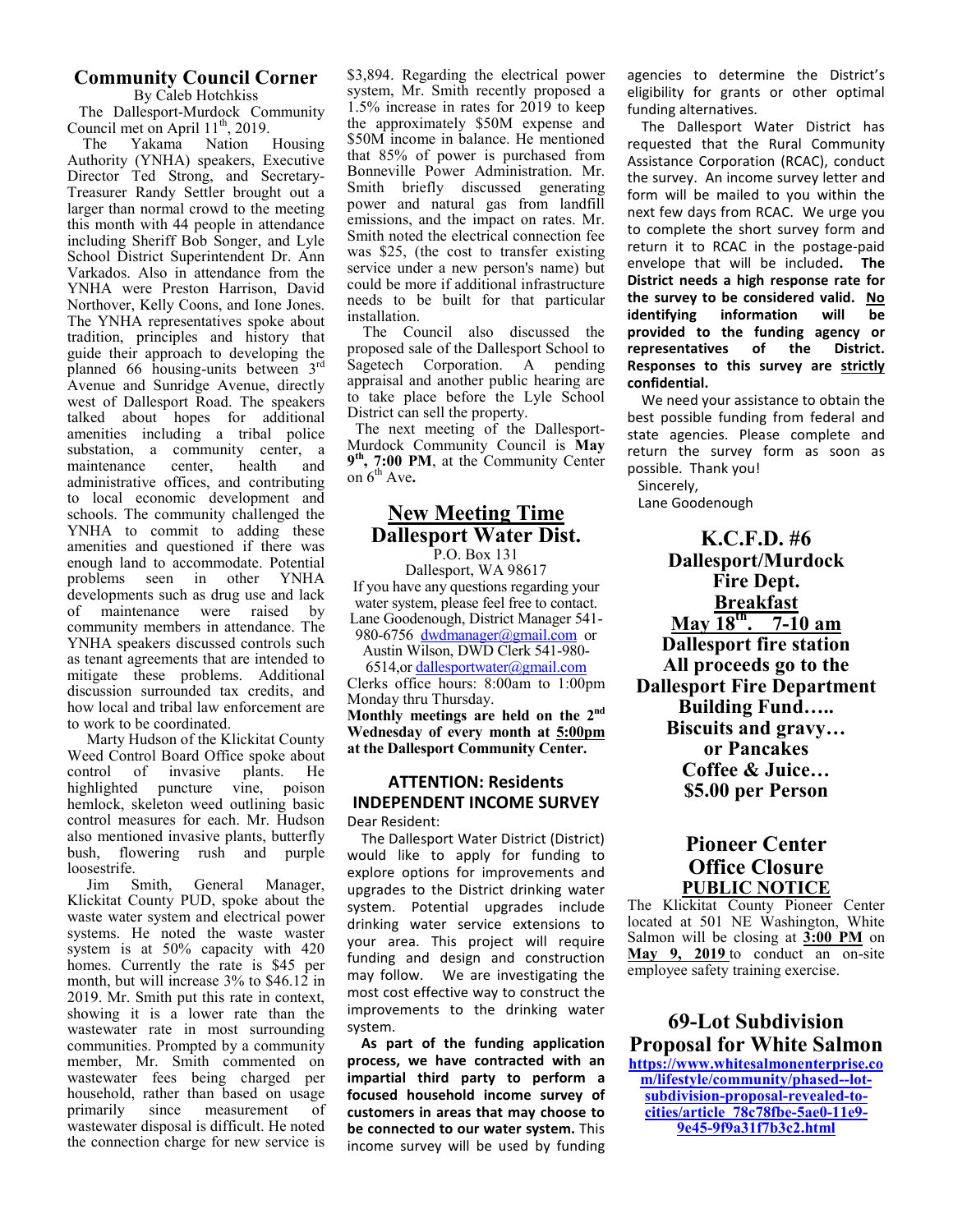## Community Council Corner

By Caleb Hotchkiss

The Dallesport-Murdock Community Council met on April 11th, 2019.

The Yakama Nation Housing Authority (YNHA) speakers, Executive Director Ted Strong, and Secretary-Treasurer Randy Settler brought out a larger than normal crowd to the meeting this month with 44 people in attendance including Sheriff Bob Songer, and Lyle School District Superintendent Dr. Ann Varkados. Also in attendance from the YNHA were Preston Harrison, David Northover, Kelly Coons, and Ione Jones. The YNHA representatives spoke about tradition, principles and history that guide their approach to developing the planned 66 housing-units between 3rd Avenue and Sunridge Avenue, directly west of Dallesport Road. The speakers talked about hopes for additional amenities including a tribal police substation, a community center, a maintenance center, health and administrative offices, and contributing to local economic development and schools. The community challenged the YNHA to commit to adding these amenities and questioned if there was enough land to accommodate. Potential problems seen in other YNHA developments such as drug use and lack of maintenance were raised by community members in attendance. The YNHA speakers discussed controls such as tenant agreements that are intended to mitigate these problems. Additional discussion surrounded tax credits, and how local and tribal law enforcement are to work to be coordinated.

Marty Hudson of the Klickitat County Weed Control Board Office spoke about control of invasive plants. He highlighted puncture vine, poison hemlock, skeleton weed outlining basic control measures for each. Mr. Hudson also mentioned invasive plants, butterfly bush, flowering rush and purple loosestrife.

Jim Smith, General Manager, Klickitat County PUD, spoke about the waste water system and electrical power systems. He noted the waste waster system is at 50% capacity with 420 homes. Currently the rate is $45 per month, but will increase 3% to $46.12 in 2019. Mr. Smith put this rate in context, showing it is a lower rate than the wastewater rate in most surrounding communities. Prompted by a community member, Mr. Smith commented on wastewater fees being charged per household, rather than based on usage primarily since measurement of wastewater disposal is difficult. He noted the connection charge for new service is $3,894. Regarding the electrical power system, Mr. Smith recently proposed a 1.5% increase in rates for 2019 to keep the approximately $50M expense and $50M income in balance. He mentioned that 85% of power is purchased from Bonneville Power Administration. Mr. Smith briefly discussed generating power and natural gas from landfill emissions, and the impact on rates. Mr. Smith noted the electrical connection fee was $25, (the cost to transfer existing service under a new person's name) but could be more if additional infrastructure needs to be built for that particular installation.

The Council also discussed the proposed sale of the Dallesport School to Sagetech Corporation. A pending appraisal and another public hearing are to take place before the Lyle School District can sell the property.

The next meeting of the Dallesport-Murdock Community Council is **May 9th, 7:00 PM**, at the Community Center on 6th Ave**.**

## New Meeting Time Dallesport Water Dist.

P.O. Box 131
Dallesport, WA 98617

If you have any questions regarding your water system, please feel free to contact. Lane Goodenough, District Manager 541-980-6756 dwdmanager@gmail.com or Austin Wilson, DWD Clerk 541-980-6514,or dallesportwater@gmail.com

Clerks office hours: 8:00am to 1:00pm Monday thru Thursday.

**Monthly meetings are held on the 2nd Wednesday of every month at 5:00pm at the Dallesport Community Center.**

### ATTENTION: Residents INDEPENDENT INCOME SURVEY

Dear Resident:

The Dallesport Water District (District) would like to apply for funding to explore options for improvements and upgrades to the District drinking water system. Potential upgrades include drinking water service extensions to your area. This project will require funding and design and construction may follow. We are investigating the most cost effective way to construct the improvements to the drinking water system.

**As part of the funding application process, we have contracted with an impartial third party to perform a focused household income survey of customers in areas that may choose to be connected to our water system.** This income survey will be used by funding agencies to determine the District's eligibility for grants or other optimal funding alternatives.

The Dallesport Water District has requested that the Rural Community Assistance Corporation (RCAC), conduct the survey. An income survey letter and form will be mailed to you within the next few days from RCAC. We urge you to complete the short survey form and return it to RCAC in the postage-paid envelope that will be included**. The District needs a high response rate for the survey to be considered valid. No identifying information will be provided to the funding agency or representatives of the District. Responses to this survey are strictly confidential.**

We need your assistance to obtain the best possible funding from federal and state agencies. Please complete and return the survey form as soon as possible. Thank you!

Sincerely,
Lane Goodenough

## K.C.F.D. #6 Dallesport/Murdock Fire Dept.

**Breakfast**

**May 18th. 7-10 am**

**Dallesport fire station**

**All proceeds go to the Dallesport Fire Department Building Fund…..**

**Biscuits and gravy…**

**or Pancakes**

**Coffee & Juice…**

**$5.00 per Person**

## Pioneer Center Office Closure

**PUBLIC NOTICE**

The Klickitat County Pioneer Center located at 501 NE Washington, White Salmon will be closing at **3:00 PM** on **May 9, 2019** to conduct an on-site employee safety training exercise.

## 69-Lot Subdivision Proposal for White Salmon

https://www.whitesalmonenterprise.com/lifestyle/community/phased--lot-subdivision-proposal-revealed-to-cities/article_78c78fbe-5ae0-11e9-9e45-9f9a31f7b3c2.html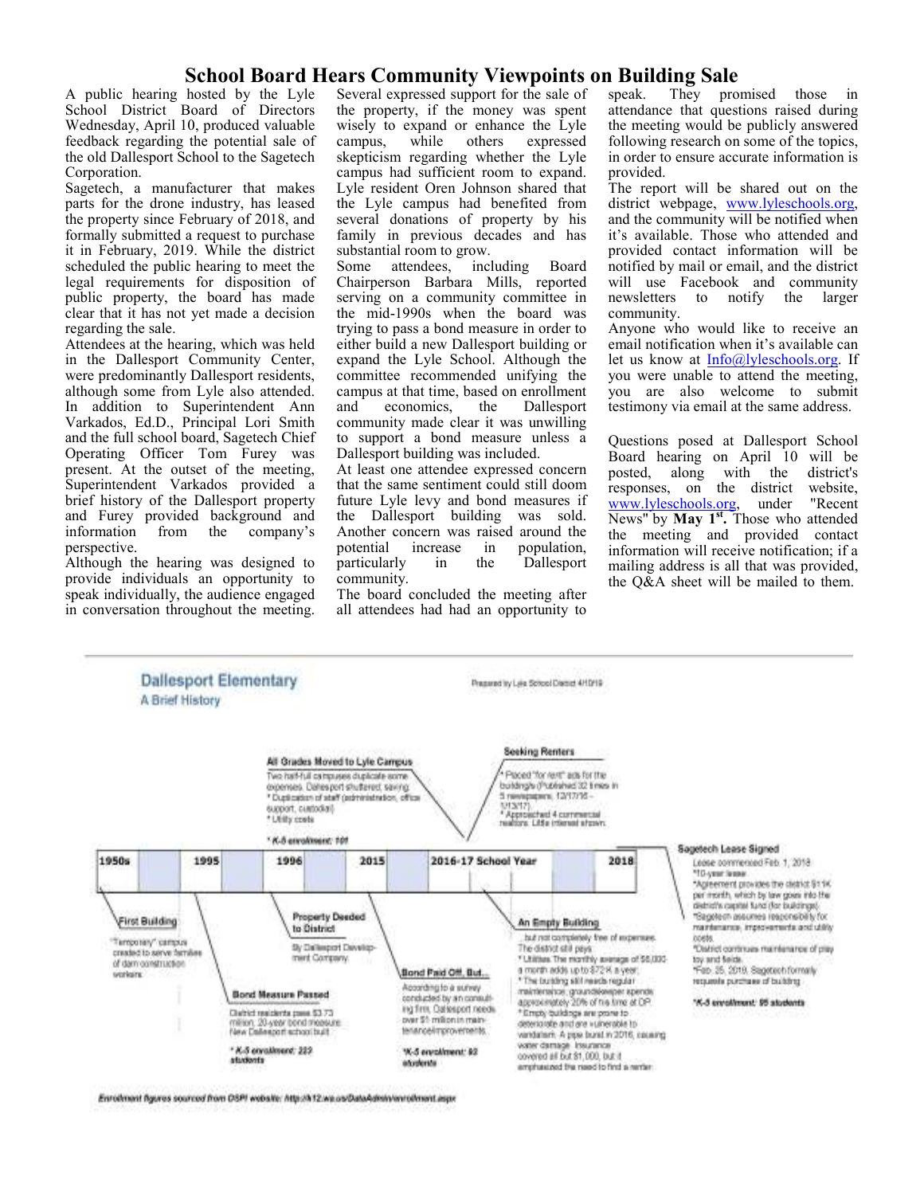# School Board Hears Community Viewpoints on Building Sale

A public hearing hosted by the Lyle School District Board of Directors Wednesday, April 10, produced valuable feedback regarding the potential sale of the old Dallesport School to the Sagetech Corporation.

Sagetech, a manufacturer that makes parts for the drone industry, has leased the property since February of 2018, and formally submitted a request to purchase it in February, 2019. While the district scheduled the public hearing to meet the legal requirements for disposition of public property, the board has made clear that it has not yet made a decision regarding the sale.

Attendees at the hearing, which was held in the Dallesport Community Center, were predominantly Dallesport residents, although some from Lyle also attended. In addition to Superintendent Ann Varkados, Ed.D., Principal Lori Smith and the full school board, Sagetech Chief Operating Officer Tom Furey was present. At the outset of the meeting, Superintendent Varkados provided a brief history of the Dallesport property and Furey provided background and information from the company's perspective.

Although the hearing was designed to provide individuals an opportunity to speak individually, the audience engaged in conversation throughout the meeting. Several expressed support for the sale of the property, if the money was spent wisely to expand or enhance the Lyle campus, while others expressed skepticism regarding whether the Lyle campus had sufficient room to expand. Lyle resident Oren Johnson shared that the Lyle campus had benefited from several donations of property by his family in previous decades and has substantial room to grow.

Some attendees, including Board Chairperson Barbara Mills, reported serving on a community committee in the mid-1990s when the board was trying to pass a bond measure in order to either build a new Dallesport building or expand the Lyle School. Although the committee recommended unifying the campus at that time, based on enrollment and economics, the Dallesport community made clear it was unwilling to support a bond measure unless a Dallesport building was included.

At least one attendee expressed concern that the same sentiment could still doom future Lyle levy and bond measures if the Dallesport building was sold. Another concern was raised around the potential increase in population, particularly in the Dallesport community.

The board concluded the meeting after all attendees had had an opportunity to speak. They promised those in attendance that questions raised during the meeting would be publicly answered following research on some of the topics, in order to ensure accurate information is provided.

The report will be shared out on the district webpage, www.lyleschools.org, and the community will be notified when it's available. Those who attended and provided contact information will be notified by mail or email, and the district will use Facebook and community newsletters to notify the larger community.

Anyone who would like to receive an email notification when it's available can let us know at Info@lyleschools.org. If you were unable to attend the meeting, you are also welcome to submit testimony via email at the same address.

Questions posed at Dallesport School Board hearing on April 10 will be posted, along with the district's responses, on the district website, www.lyleschools.org, under "Recent News" by **May 1st.** Those who attended the meeting and provided contact information will receive notification; if a mailing address is all that was provided, the Q&A sheet will be mailed to them.

## Dallesport Elementary
### A Brief History

Prepared by Lyle School District 4/10/19

**1950s — First Building**
"Temporary" campus created to serve families of dam construction workers.

**1995 — Bond Measure Passed**
District residents pass $3.73 million, 20-year bond measure. New Dallesport school built.
* K-5 enrollment: 223 students

**1996 — Property Deeded to District**
By Dallesport Development Company.

**2015 — All Grades Moved to Lyle Campus**
Two half-full campuses duplicate some expenses. Dallesport shuttered, saving:
* Duplication of staff (administration, office support, custodial)
* Utility costs
* K-5 enrollment: 101

**Bond Paid Off, But...**
According to a survey conducted by an consulting firm, Dallesport needs over $1 million in maintenance/improvements.
* K-5 enrollment: 93 students

**2016-17 School Year — An Empty Building**
... but not completely free of expenses. The district still pays:
* Utilities. The monthly average of $6,000 a month adds up to $72K a year.
* The building still needs regular maintenance; groundskeeper spends approximately 20% of his time at DP.
* Empty buildings are prone to deteriorate and are vulnerable to vandalism. A pipe burst in 2016, causing water damage. Insurance covered all but $1,000, but it emphasized the need to find a renter.

**Seeking Renters**
* Placed "for rent" ads for the building/s (Published 32 times in 5 newspapers, 12/17/16 – 1/13/17)
* Approached 4 commercial realtors. Little interest shown.

**2018 — Sagetech Lease Signed**
Lease commenced Feb. 1, 2018
* 10-year lease
* Agreement provides the district $11K per month, which by law goes into the district's capital fund (for buildings).
* Sagetech assumes responsibility for maintenance, improvements and utility costs.
* District continues maintenance of play toy and fields.
* Feb. 25, 2019, Sagetech formally requests purchase of building.
* K-5 enrollment: 95 students

Enrollment figures sourced from OSPI website: http://k12.wa.us/DataAdmin/enrollment.aspx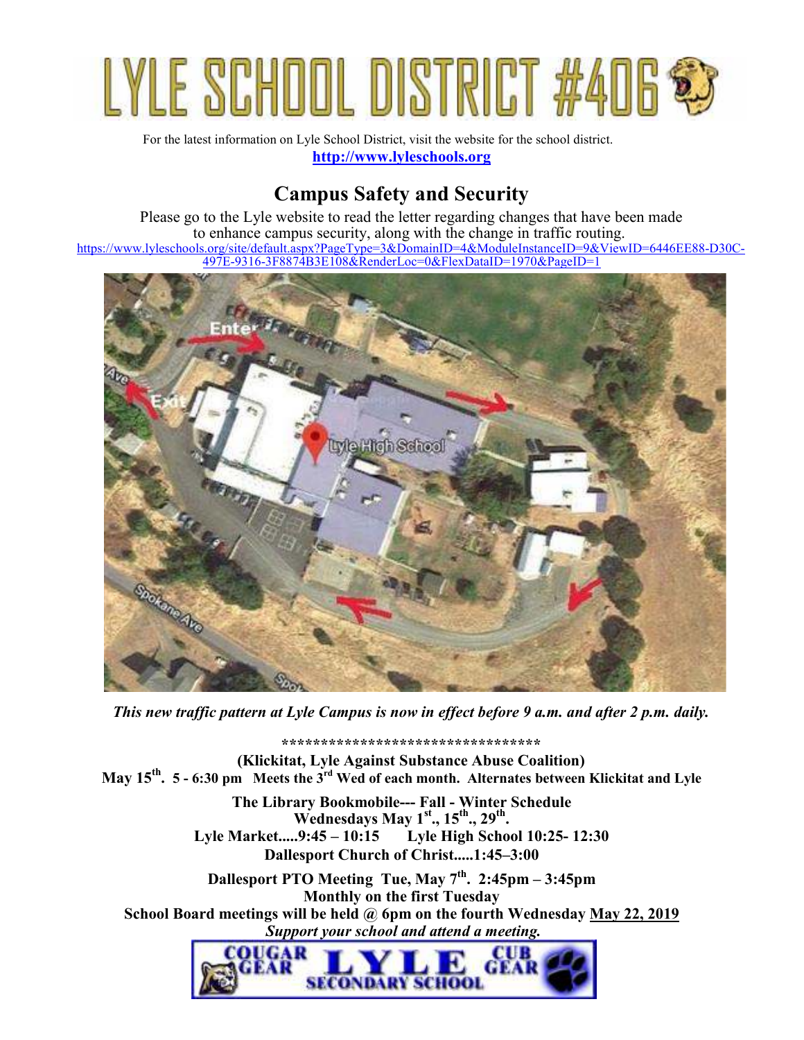# LYLE SCHOOL DISTRICT #406

For the latest information on Lyle School District, visit the website for the school district.
**http://www.lyleschools.org**

## Campus Safety and Security

Please go to the Lyle website to read the letter regarding changes that have been made to enhance campus security, along with the change in traffic routing.
https://www.lyleschools.org/site/default.aspx?PageType=3&DomainID=4&ModuleInstanceID=9&ViewID=6446EE88-D30C-497E-9316-3F8874B3E108&RenderLoc=0&FlexDataID=1970&PageID=1

***This new traffic pattern at Lyle Campus is now in effect before 9 a.m. and after 2 p.m. daily.***

**********************************

**(Klickitat, Lyle Against Substance Abuse Coalition)**
**May 15th. 5 - 6:30 pm Meets the 3rd Wed of each month. Alternates between Klickitat and Lyle**

**The Library Bookmobile--- Fall - Winter Schedule**
**Wednesdays May 1st., 15th., 29th.**
**Lyle Market.....9:45 – 10:15 Lyle High School 10:25- 12:30**
**Dallesport Church of Christ.....1:45–3:00**

**Dallesport PTO Meeting Tue, May 7th. 2:45pm – 3:45pm**
**Monthly on the first Tuesday**
**School Board meetings will be held @ 6pm on the fourth Wednesday May 22, 2019**
***Support your school and attend a meeting.***

**COUGAR GEAR LYLE SECONDARY SCHOOL CUB GEAR**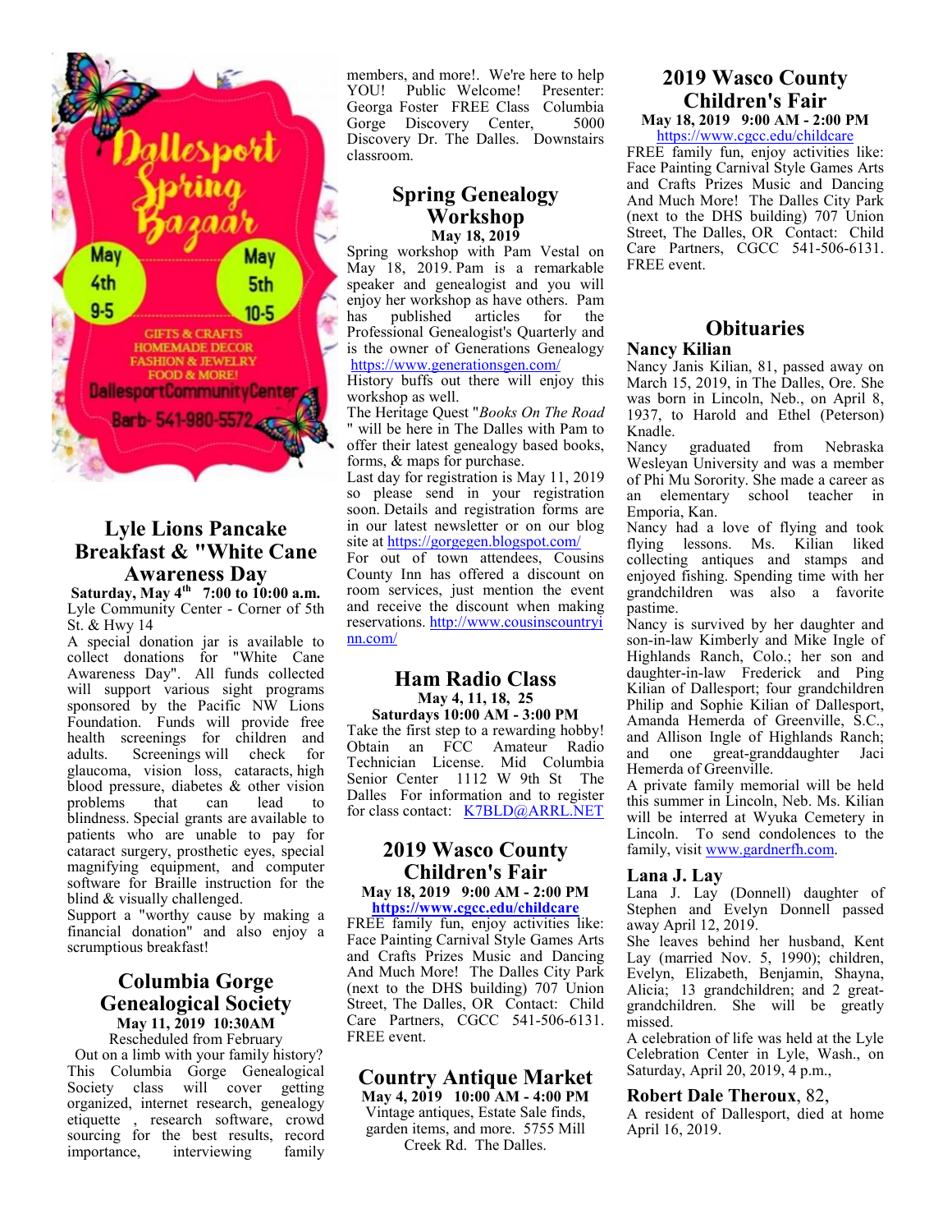Dallesport Spring Bazaar

May 4th 9-5

May 5th 10-5

GIFTS & CRAFTS
HOMEMADE DECOR
FASHION & JEWELRY
FOOD & MORE!

DallesportCommunityCenter

Barb- 541-980-5572

## Lyle Lions Pancake Breakfast & "White Cane Awareness Day

**Saturday, May 4th 7:00 to 10:00 a.m.**

Lyle Community Center - Corner of 5th St. & Hwy 14

A special donation jar is available to collect donations for "White Cane Awareness Day". All funds collected will support various sight programs sponsored by the Pacific NW Lions Foundation. Funds will provide free health screenings for children and adults. Screenings will check for glaucoma, vision loss, cataracts, high blood pressure, diabetes & other vision problems that can lead to blindness. Special grants are available to patients who are unable to pay for cataract surgery, prosthetic eyes, special magnifying equipment, and computer software for Braille instruction for the blind & visually challenged.

Support a "worthy cause by making a financial donation" and also enjoy a scrumptious breakfast!

## Columbia Gorge Genealogical Society

**May 11, 2019 10:30AM**

Rescheduled from February

Out on a limb with your family history? This Columbia Gorge Genealogical Society class will cover getting organized, internet research, genealogy etiquette , research software, crowd sourcing for the best results, record importance, interviewing family members, and more!. We're here to help YOU! Public Welcome! Presenter: Georga Foster FREE Class Columbia Gorge Discovery Center, 5000 Discovery Dr. The Dalles. Downstairs classroom.

## Spring Genealogy Workshop

**May 18, 2019**

Spring workshop with Pam Vestal on May 18, 2019. Pam is a remarkable speaker and genealogist and you will enjoy her workshop as have others. Pam has published articles for the Professional Genealogist's Quarterly and is the owner of Generations Genealogy https://www.generationsgen.com/

History buffs out there will enjoy this workshop as well.

The Heritage Quest "*Books On The Road* " will be here in The Dalles with Pam to offer their latest genealogy based books, forms, & maps for purchase.

Last day for registration is May 11, 2019 so please send in your registration soon. Details and registration forms are in our latest newsletter or on our blog site at https://gorgegen.blogspot.com/

For out of town attendees, Cousins County Inn has offered a discount on room services, just mention the event and receive the discount when making reservations. http://www.cousinscountryinn.com/

## Ham Radio Class

**May 4, 11, 18, 25**

**Saturdays 10:00 AM - 3:00 PM**

Take the first step to a rewarding hobby! Obtain an FCC Amateur Radio Technician License. Mid Columbia Senior Center 1112 W 9th St The Dalles For information and to register for class contact: K7BLD@ARRL.NET

## 2019 Wasco County Children's Fair

**May 18, 2019 9:00 AM - 2:00 PM**

**https://www.cgcc.edu/childcare**

FREE family fun, enjoy activities like: Face Painting Carnival Style Games Arts and Crafts Prizes Music and Dancing And Much More! The Dalles City Park (next to the DHS building) 707 Union Street, The Dalles, OR Contact: Child Care Partners, CGCC 541-506-6131. FREE event.

## Country Antique Market

**May 4, 2019 10:00 AM - 4:00 PM**

Vintage antiques, Estate Sale finds, garden items, and more. 5755 Mill Creek Rd. The Dalles.

## 2019 Wasco County Children's Fair

**May 18, 2019 9:00 AM - 2:00 PM**

https://www.cgcc.edu/childcare

FREE family fun, enjoy activities like: Face Painting Carnival Style Games Arts and Crafts Prizes Music and Dancing And Much More! The Dalles City Park (next to the DHS building) 707 Union Street, The Dalles, OR Contact: Child Care Partners, CGCC 541-506-6131. FREE event.

## Obituaries

### Nancy Kilian

Nancy Janis Kilian, 81, passed away on March 15, 2019, in The Dalles, Ore. She was born in Lincoln, Neb., on April 8, 1937, to Harold and Ethel (Peterson) Knadle.

Nancy graduated from Nebraska Wesleyan University and was a member of Phi Mu Sorority. She made a career as an elementary school teacher in Emporia, Kan.

Nancy had a love of flying and took flying lessons. Ms. Kilian liked collecting antiques and stamps and enjoyed fishing. Spending time with her grandchildren was also a favorite pastime.

Nancy is survived by her daughter and son-in-law Kimberly and Mike Ingle of Highlands Ranch, Colo.; her son and daughter-in-law Frederick and Ping Kilian of Dallesport; four grandchildren Philip and Sophie Kilian of Dallesport, Amanda Hemerda of Greenville, S.C., and Allison Ingle of Highlands Ranch; and one great-granddaughter Jaci Hemerda of Greenville.

A private family memorial will be held this summer in Lincoln, Neb. Ms. Kilian will be interred at Wyuka Cemetery in Lincoln. To send condolences to the family, visit www.gardnerfh.com.

### Lana J. Lay

Lana J. Lay (Donnell) daughter of Stephen and Evelyn Donnell passed away April 12, 2019.

She leaves behind her husband, Kent Lay (married Nov. 5, 1990); children, Evelyn, Elizabeth, Benjamin, Shayna, Alicia; 13 grandchildren; and 2 great-grandchildren. She will be greatly missed.

A celebration of life was held at the Lyle Celebration Center in Lyle, Wash., on Saturday, April 20, 2019, 4 p.m.,

**Robert Dale Theroux**, 82,

A resident of Dallesport, died at home April 16, 2019.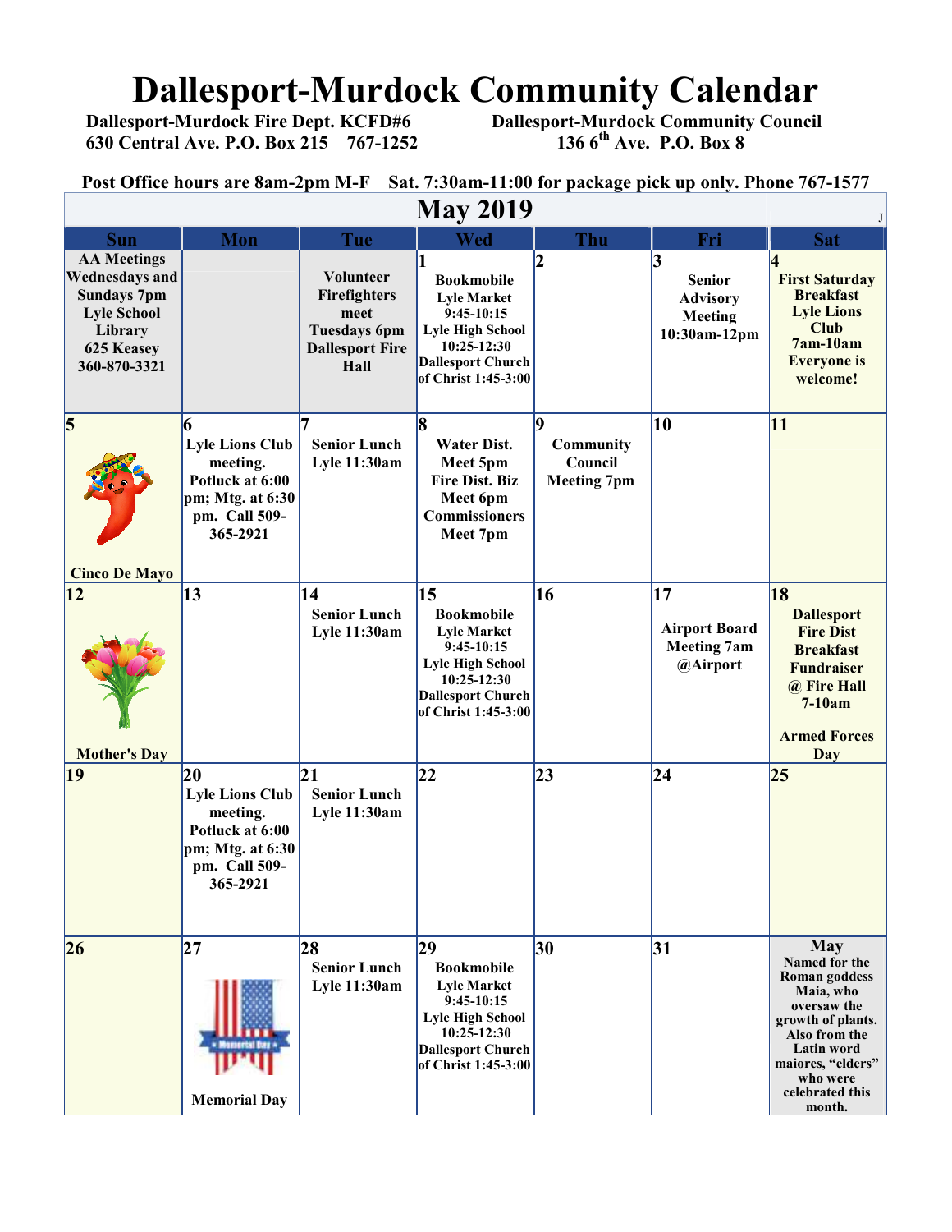# Dallesport-Murdock Community Calendar

**Dallesport-Murdock Fire Dept. KCFD#6**
**630 Central Ave. P.O. Box 215 767-1252**

**Dallesport-Murdock Community Council**
**136 6th Ave. P.O. Box 8**

**Post Office hours are 8am-2pm M-F Sat. 7:30am-11:00 for package pick up only. Phone 767-1577**

## May 2019

| Sun | Mon | Tue | Wed | Thu | Fri | Sat |
|---|---|---|---|---|---|---|
| AA Meetings Wednesdays and Sundays 7pm Lyle School Library 625 Keasey 360-870-3321 | | Volunteer Firefighters meet Tuesdays 6pm Dallesport Fire Hall | 1 Bookmobile Lyle Market 9:45-10:15 Lyle High School 10:25-12:30 Dallesport Church of Christ 1:45-3:00 | 2 | 3 Senior Advisory Meeting 10:30am-12pm | 4 First Saturday Breakfast Lyle Lions Club 7am-10am Everyone is welcome! |
| 5 Cinco De Mayo | 6 Lyle Lions Club meeting. Potluck at 6:00 pm; Mtg. at 6:30 pm. Call 509-365-2921 | 7 Senior Lunch Lyle 11:30am | 8 Water Dist. Meet 5pm Fire Dist. Biz Meet 6pm Commissioners Meet 7pm | 9 Community Council Meeting 7pm | 10 | 11 |
| 12 Mother's Day | 13 | 14 Senior Lunch Lyle 11:30am | 15 Bookmobile Lyle Market 9:45-10:15 Lyle High School 10:25-12:30 Dallesport Church of Christ 1:45-3:00 | 16 | 17 Airport Board Meeting 7am @Airport | 18 Dallesport Fire Dist Breakfast Fundraiser @ Fire Hall 7-10am Armed Forces Day |
| 19 | 20 Lyle Lions Club meeting. Potluck at 6:00 pm; Mtg. at 6:30 pm. Call 509-365-2921 | 21 Senior Lunch Lyle 11:30am | 22 | 23 | 24 | 25 |
| 26 | 27 Memorial Day | 28 Senior Lunch Lyle 11:30am | 29 Bookmobile Lyle Market 9:45-10:15 Lyle High School 10:25-12:30 Dallesport Church of Christ 1:45-3:00 | 30 | 31 | May Named for the Roman goddess Maia, who oversaw the growth of plants. Also from the Latin word maiores, "elders" who were celebrated this month. |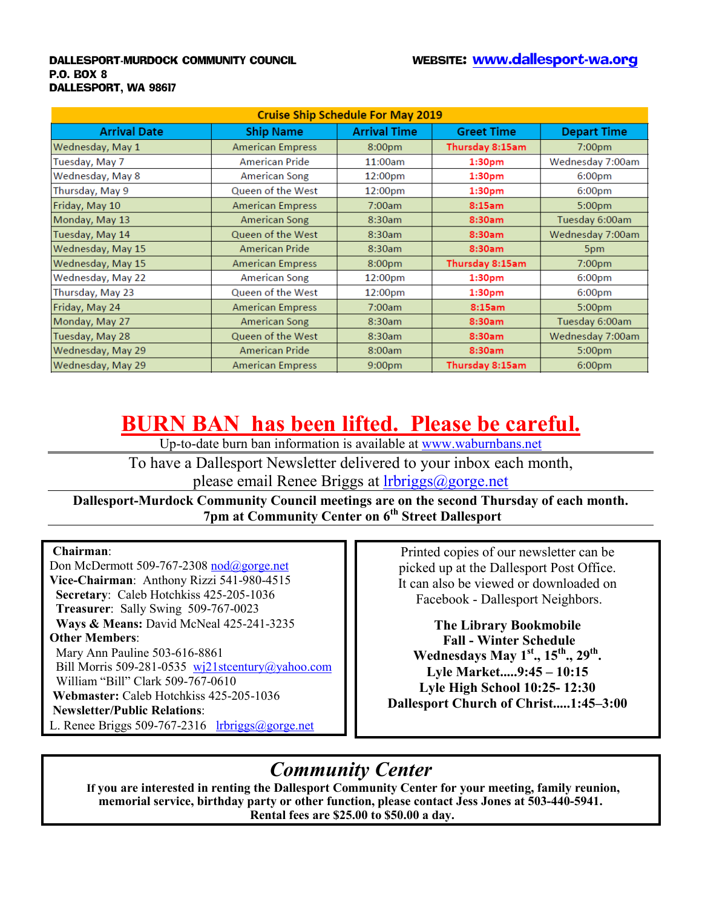**DALLESPORT-MURDOCK COMMUNITY COUNCIL**
**P.O. BOX 8**
**DALLESPORT, WA 98617**

**WEBSITE: www.dallesport-wa.org**

| Cruise Ship Schedule For May 2019 | | | | |
|---|---|---|---|---|
| **Arrival Date** | **Ship Name** | **Arrival Time** | **Greet Time** | **Depart Time** |
| Wednesday, May 1 | American Empress | 8:00pm | Thursday 8:15am | 7:00pm |
| Tuesday, May 7 | American Pride | 11:00am | 1:30pm | Wednesday 7:00am |
| Wednesday, May 8 | American Song | 12:00pm | 1:30pm | 6:00pm |
| Thursday, May 9 | Queen of the West | 12:00pm | 1:30pm | 6:00pm |
| Friday, May 10 | American Empress | 7:00am | 8:15am | 5:00pm |
| Monday, May 13 | American Song | 8:30am | 8:30am | Tuesday 6:00am |
| Tuesday, May 14 | Queen of the West | 8:30am | 8:30am | Wednesday 7:00am |
| Wednesday, May 15 | American Pride | 8:30am | 8:30am | 5pm |
| Wednesday, May 15 | American Empress | 8:00pm | Thursday 8:15am | 7:00pm |
| Wednesday, May 22 | American Song | 12:00pm | 1:30pm | 6:00pm |
| Thursday, May 23 | Queen of the West | 12:00pm | 1:30pm | 6:00pm |
| Friday, May 24 | American Empress | 7:00am | 8:15am | 5:00pm |
| Monday, May 27 | American Song | 8:30am | 8:30am | Tuesday 6:00am |
| Tuesday, May 28 | Queen of the West | 8:30am | 8:30am | Wednesday 7:00am |
| Wednesday, May 29 | American Pride | 8:00am | 8:30am | 5:00pm |
| Wednesday, May 29 | American Empress | 9:00pm | Thursday 8:15am | 6:00pm |

# BURN BAN has been lifted. Please be careful.

Up-to-date burn ban information is available at www.waburnbans.net

---

To have a Dallesport Newsletter delivered to your inbox each month,
please email Renee Briggs at lrbriggs@gorge.net

---

**Dallesport-Murdock Community Council meetings are on the second Thursday of each month.**
**7pm at Community Center on 6th Street Dallesport**

---

**Chairman**:
Don McDermott 509-767-2308 nod@gorge.net
**Vice-Chairman**: Anthony Rizzi 541-980-4515
**Secretary**: Caleb Hotchkiss 425-205-1036
**Treasurer**: Sally Swing 509-767-0023
**Ways & Means:** David McNeal 425-241-3235
**Other Members**:
Mary Ann Pauline 503-616-8861
Bill Morris 509-281-0535 wj21stcentury@yahoo.com
William "Bill" Clark 509-767-0610
**Webmaster:** Caleb Hotchkiss 425-205-1036
**Newsletter/Public Relations**:
L. Renee Briggs 509-767-2316 lrbriggs@gorge.net

Printed copies of our newsletter can be picked up at the Dallesport Post Office. It can also be viewed or downloaded on Facebook - Dallesport Neighbors.

**The Library Bookmobile**
**Fall - Winter Schedule**
**Wednesdays May 1st., 15th., 29th.**
**Lyle Market.....9:45 – 10:15**
**Lyle High School 10:25- 12:30**
**Dallesport Church of Christ.....1:45–3:00**

## *Community Center*

**If you are interested in renting the Dallesport Community Center for your meeting, family reunion, memorial service, birthday party or other function, please contact Jess Jones at 503-440-5941. Rental fees are $25.00 to $50.00 a day.**